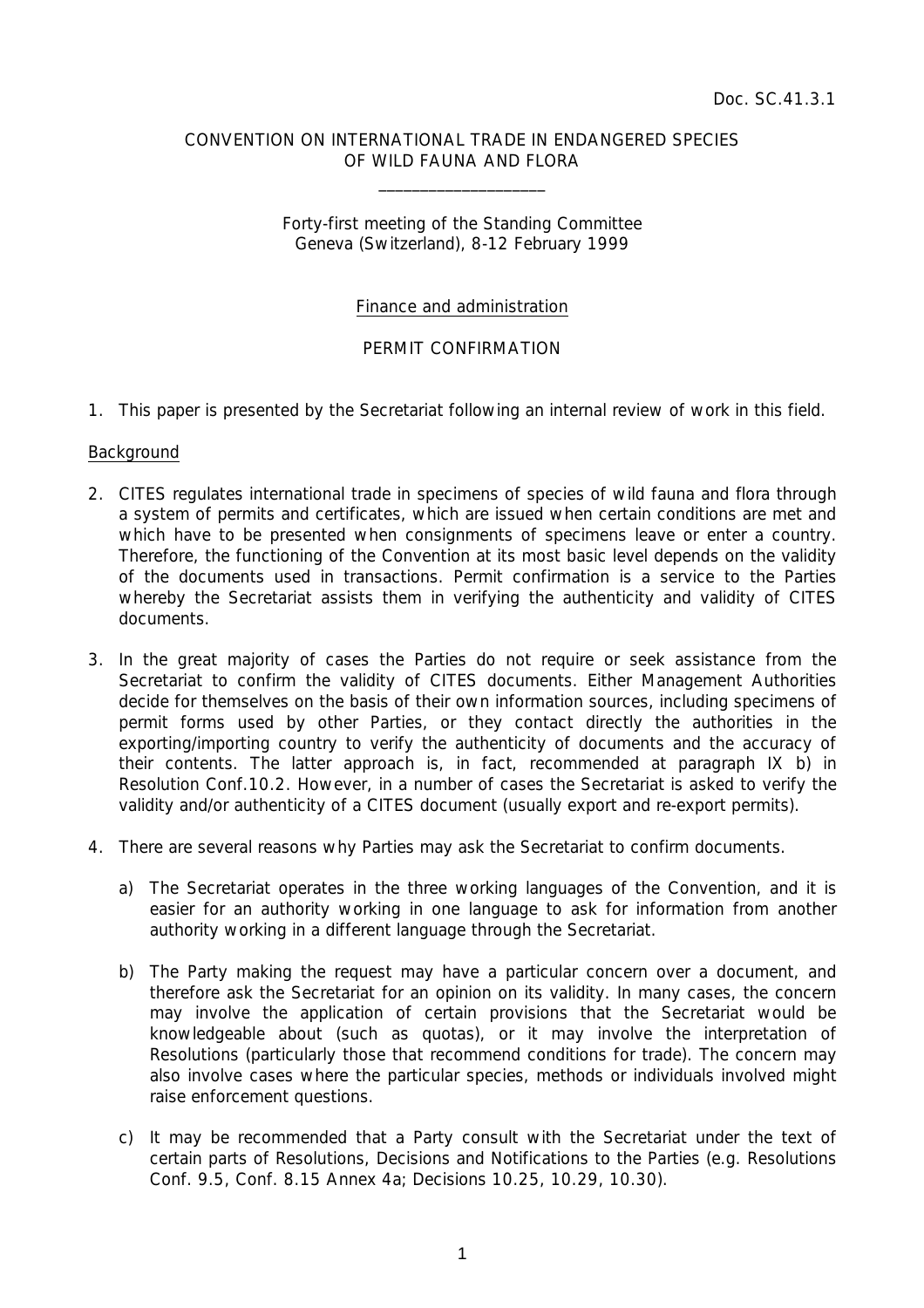Doc. SC.41.3.1

CONVENTION ON INTERNATIONAL TRADE IN ENDANGERED SPECIES OF WILD FAUNA AND FLORA

\_\_\_\_\_\_\_\_\_\_\_\_\_\_\_\_\_\_\_\_

Forty-first meeting of the Standing Committee
Geneva (Switzerland), 8-12 February 1999

Finance and administration

PERMIT CONFIRMATION

1. This paper is presented by the Secretariat following an internal review of work in this field.

Background

2. CITES regulates international trade in specimens of species of wild fauna and flora through a system of permits and certificates, which are issued when certain conditions are met and which have to be presented when consignments of specimens leave or enter a country. Therefore, the functioning of the Convention at its most basic level depends on the validity of the documents used in transactions. Permit confirmation is a service to the Parties whereby the Secretariat assists them in verifying the authenticity and validity of CITES documents.

3. In the great majority of cases the Parties do not require or seek assistance from the Secretariat to confirm the validity of CITES documents. Either Management Authorities decide for themselves on the basis of their own information sources, including specimens of permit forms used by other Parties, or they contact directly the authorities in the exporting/importing country to verify the authenticity of documents and the accuracy of their contents. The latter approach is, in fact, recommended at paragraph IX b) in Resolution Conf.10.2. However, in a number of cases the Secretariat is asked to verify the validity and/or authenticity of a CITES document (usually export and re-export permits).

4. There are several reasons why Parties may ask the Secretariat to confirm documents.

   a) The Secretariat operates in the three working languages of the Convention, and it is easier for an authority working in one language to ask for information from another authority working in a different language through the Secretariat.

   b) The Party making the request may have a particular concern over a document, and therefore ask the Secretariat for an opinion on its validity. In many cases, the concern may involve the application of certain provisions that the Secretariat would be knowledgeable about (such as quotas), or it may involve the interpretation of Resolutions (particularly those that recommend conditions for trade). The concern may also involve cases where the particular species, methods or individuals involved might raise enforcement questions.

   c) It may be recommended that a Party consult with the Secretariat under the text of certain parts of Resolutions, Decisions and Notifications to the Parties (e.g. Resolutions Conf. 9.5, Conf. 8.15 Annex 4a; Decisions 10.25, 10.29, 10.30).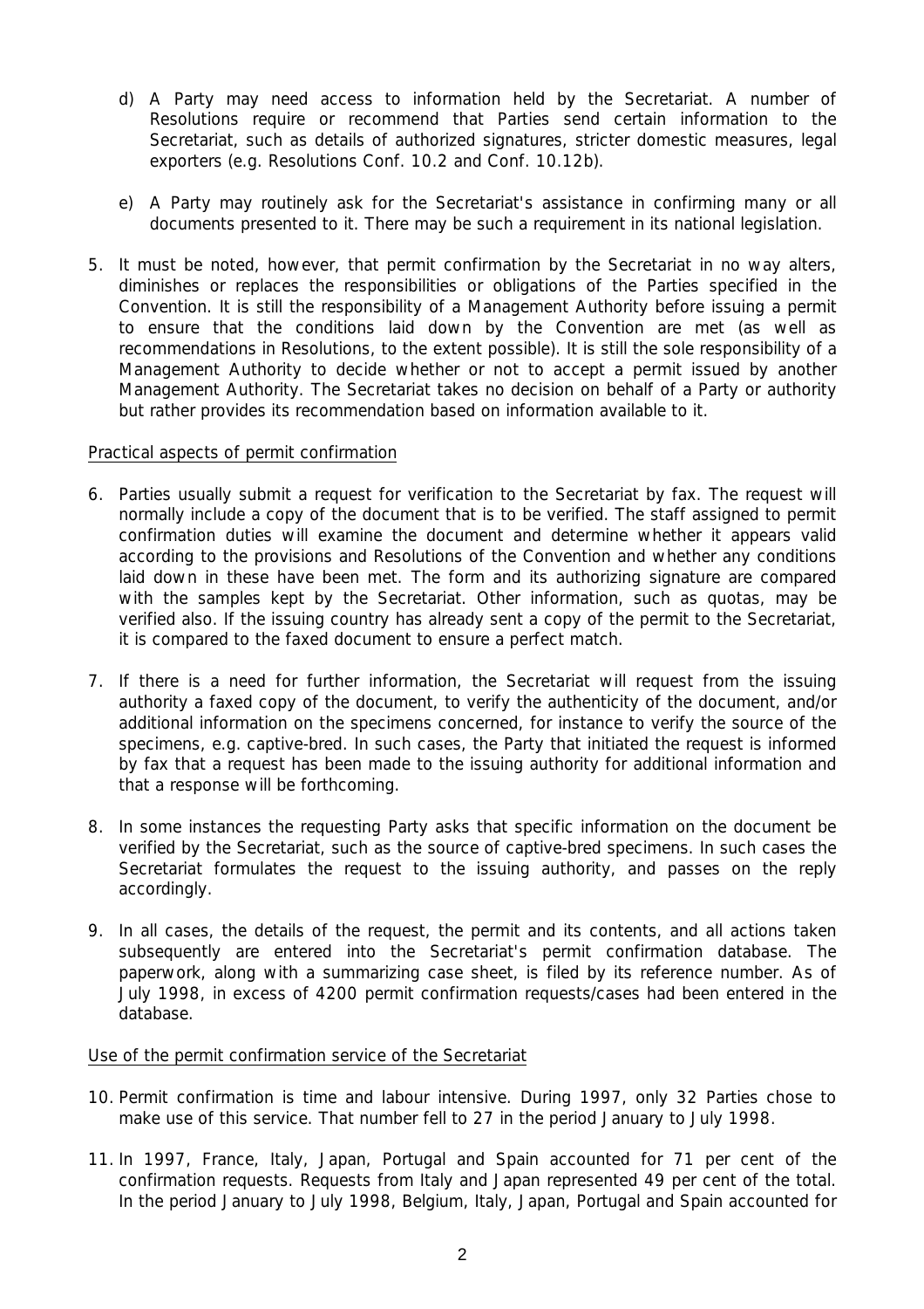d) A Party may need access to information held by the Secretariat. A number of Resolutions require or recommend that Parties send certain information to the Secretariat, such as details of authorized signatures, stricter domestic measures, legal exporters (e.g. Resolutions Conf. 10.2 and Conf. 10.12b).

e) A Party may routinely ask for the Secretariat's assistance in confirming many or all documents presented to it. There may be such a requirement in its national legislation.

5. It must be noted, however, that permit confirmation by the Secretariat in no way alters, diminishes or replaces the responsibilities or obligations of the Parties specified in the Convention. It is still the responsibility of a Management Authority before issuing a permit to ensure that the conditions laid down by the Convention are met (as well as recommendations in Resolutions, to the extent possible). It is still the sole responsibility of a Management Authority to decide whether or not to accept a permit issued by another Management Authority. The Secretariat takes no decision on behalf of a Party or authority but rather provides its recommendation based on information available to it.

Practical aspects of permit confirmation

6. Parties usually submit a request for verification to the Secretariat by fax. The request will normally include a copy of the document that is to be verified. The staff assigned to permit confirmation duties will examine the document and determine whether it appears valid according to the provisions and Resolutions of the Convention and whether any conditions laid down in these have been met. The form and its authorizing signature are compared with the samples kept by the Secretariat. Other information, such as quotas, may be verified also. If the issuing country has already sent a copy of the permit to the Secretariat, it is compared to the faxed document to ensure a perfect match.

7. If there is a need for further information, the Secretariat will request from the issuing authority a faxed copy of the document, to verify the authenticity of the document, and/or additional information on the specimens concerned, for instance to verify the source of the specimens, e.g. captive-bred. In such cases, the Party that initiated the request is informed by fax that a request has been made to the issuing authority for additional information and that a response will be forthcoming.

8. In some instances the requesting Party asks that specific information on the document be verified by the Secretariat, such as the source of captive-bred specimens. In such cases the Secretariat formulates the request to the issuing authority, and passes on the reply accordingly.

9. In all cases, the details of the request, the permit and its contents, and all actions taken subsequently are entered into the Secretariat's permit confirmation database. The paperwork, along with a summarizing case sheet, is filed by its reference number. As of July 1998, in excess of 4200 permit confirmation requests/cases had been entered in the database.

Use of the permit confirmation service of the Secretariat

10. Permit confirmation is time and labour intensive. During 1997, only 32 Parties chose to make use of this service. That number fell to 27 in the period January to July 1998.

11. In 1997, France, Italy, Japan, Portugal and Spain accounted for 71 per cent of the confirmation requests. Requests from Italy and Japan represented 49 per cent of the total. In the period January to July 1998, Belgium, Italy, Japan, Portugal and Spain accounted for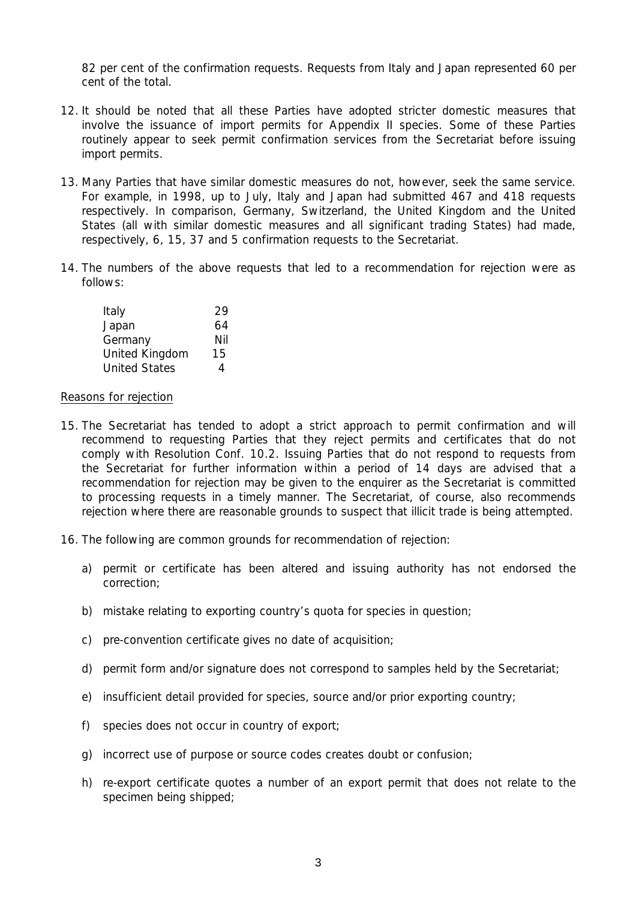82 per cent of the confirmation requests. Requests from Italy and Japan represented 60 per cent of the total.

12. It should be noted that all these Parties have adopted stricter domestic measures that involve the issuance of import permits for Appendix II species. Some of these Parties routinely appear to seek permit confirmation services from the Secretariat before issuing import permits.

13. Many Parties that have similar domestic measures do not, however, seek the same service. For example, in 1998, up to July, Italy and Japan had submitted 467 and 418 requests respectively. In comparison, Germany, Switzerland, the United Kingdom and the United States (all with similar domestic measures and all significant trading States) had made, respectively, 6, 15, 37 and 5 confirmation requests to the Secretariat.

14. The numbers of the above requests that led to a recommendation for rejection were as follows:

| | |
|---|---|
| Italy | 29 |
| Japan | 64 |
| Germany | Nil |
| United Kingdom | 15 |
| United States | 4 |

Reasons for rejection

15. The Secretariat has tended to adopt a strict approach to permit confirmation and will recommend to requesting Parties that they reject permits and certificates that do not comply with Resolution Conf. 10.2. Issuing Parties that do not respond to requests from the Secretariat for further information within a period of 14 days are advised that a recommendation for rejection may be given to the enquirer as the Secretariat is committed to processing requests in a timely manner. The Secretariat, of course, also recommends rejection where there are reasonable grounds to suspect that illicit trade is being attempted.

16. The following are common grounds for recommendation of rejection:

    a) permit or certificate has been altered and issuing authority has not endorsed the correction;

    b) mistake relating to exporting country's quota for species in question;

    c) pre-convention certificate gives no date of acquisition;

    d) permit form and/or signature does not correspond to samples held by the Secretariat;

    e) insufficient detail provided for species, source and/or prior exporting country;

    f) species does not occur in country of export;

    g) incorrect use of purpose or source codes creates doubt or confusion;

    h) re-export certificate quotes a number of an export permit that does not relate to the specimen being shipped;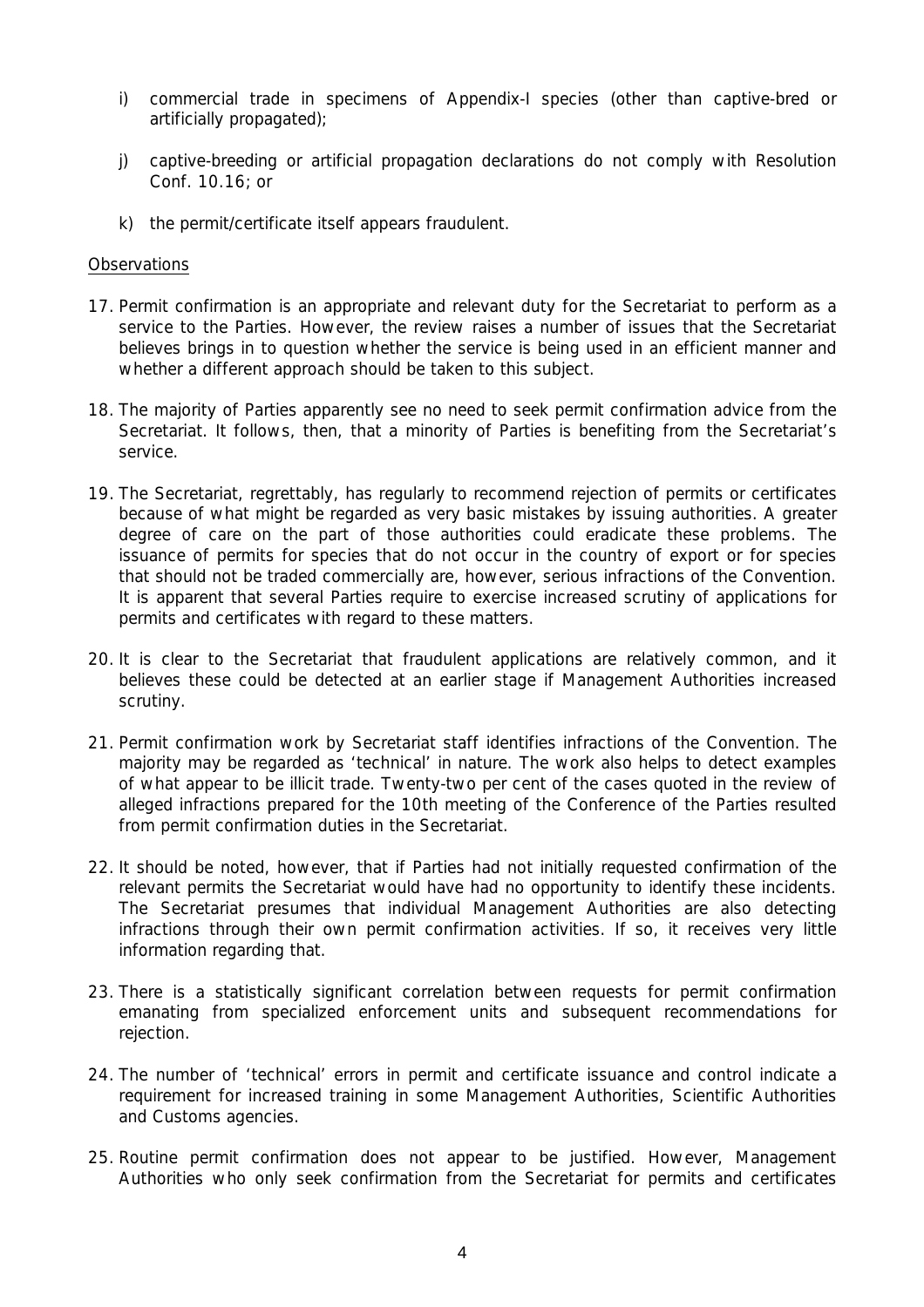i) commercial trade in specimens of Appendix-I species (other than captive-bred or artificially propagated);

j) captive-breeding or artificial propagation declarations do not comply with Resolution Conf. 10.16; or

k) the permit/certificate itself appears fraudulent.

Observations

17. Permit confirmation is an appropriate and relevant duty for the Secretariat to perform as a service to the Parties. However, the review raises a number of issues that the Secretariat believes brings in to question whether the service is being used in an efficient manner and whether a different approach should be taken to this subject.

18. The majority of Parties apparently see no need to seek permit confirmation advice from the Secretariat. It follows, then, that a minority of Parties is benefiting from the Secretariat's service.

19. The Secretariat, regrettably, has regularly to recommend rejection of permits or certificates because of what might be regarded as very basic mistakes by issuing authorities. A greater degree of care on the part of those authorities could eradicate these problems. The issuance of permits for species that do not occur in the country of export or for species that should not be traded commercially are, however, serious infractions of the Convention. It is apparent that several Parties require to exercise increased scrutiny of applications for permits and certificates with regard to these matters.

20. It is clear to the Secretariat that fraudulent applications are relatively common, and it believes these could be detected at an earlier stage if Management Authorities increased scrutiny.

21. Permit confirmation work by Secretariat staff identifies infractions of the Convention. The majority may be regarded as 'technical' in nature. The work also helps to detect examples of what appear to be illicit trade. Twenty-two per cent of the cases quoted in the review of alleged infractions prepared for the 10th meeting of the Conference of the Parties resulted from permit confirmation duties in the Secretariat.

22. It should be noted, however, that if Parties had not initially requested confirmation of the relevant permits the Secretariat would have had no opportunity to identify these incidents. The Secretariat presumes that individual Management Authorities are also detecting infractions through their own permit confirmation activities. If so, it receives very little information regarding that.

23. There is a statistically significant correlation between requests for permit confirmation emanating from specialized enforcement units and subsequent recommendations for rejection.

24. The number of 'technical' errors in permit and certificate issuance and control indicate a requirement for increased training in some Management Authorities, Scientific Authorities and Customs agencies.

25. Routine permit confirmation does not appear to be justified. However, Management Authorities who only seek confirmation from the Secretariat for permits and certificates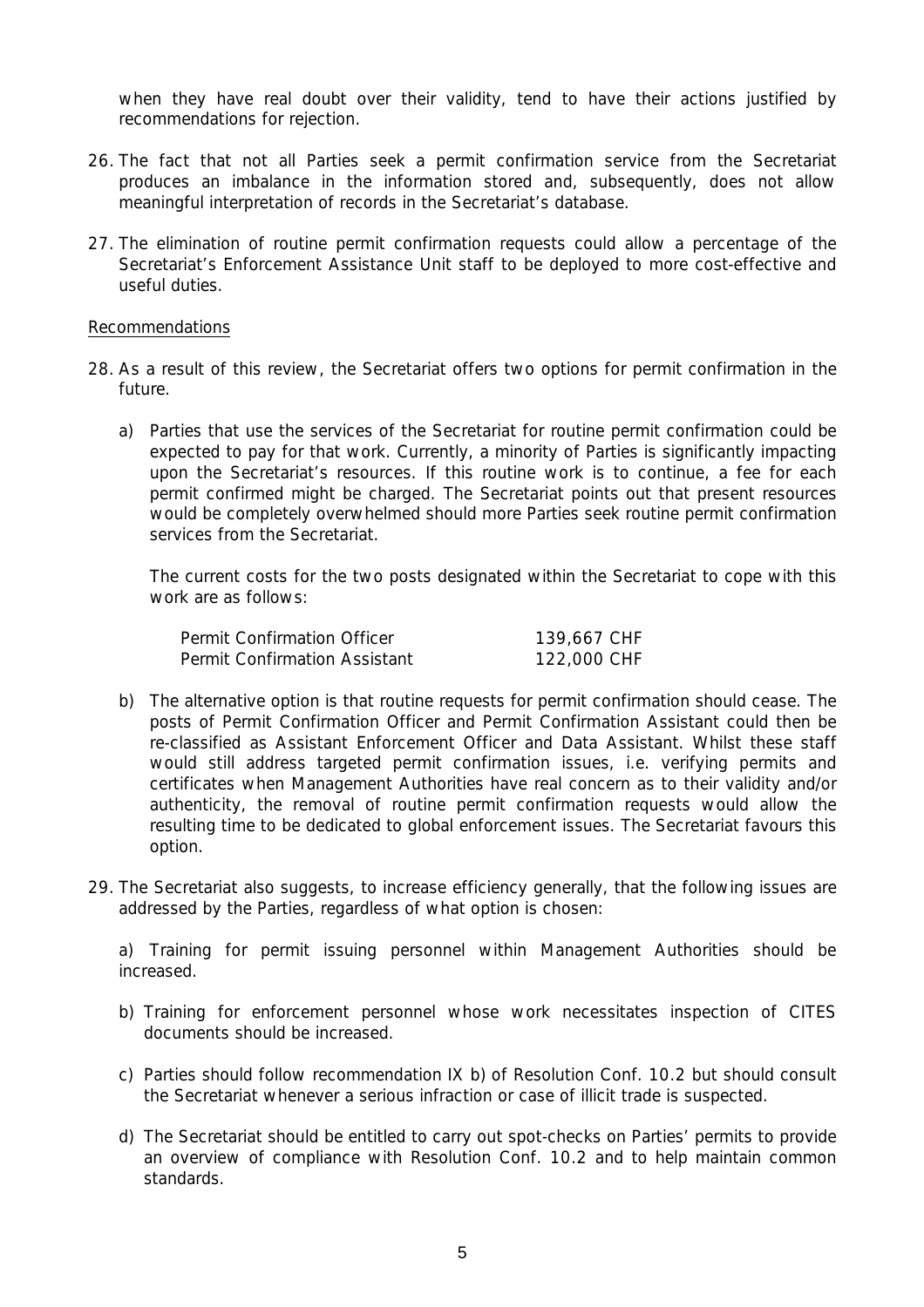when they have real doubt over their validity, tend to have their actions justified by recommendations for rejection.

26. The fact that not all Parties seek a permit confirmation service from the Secretariat produces an imbalance in the information stored and, subsequently, does not allow meaningful interpretation of records in the Secretariat's database.

27. The elimination of routine permit confirmation requests could allow a percentage of the Secretariat's Enforcement Assistance Unit staff to be deployed to more cost-effective and useful duties.

Recommendations

28. As a result of this review, the Secretariat offers two options for permit confirmation in the future.

   a) Parties that use the services of the Secretariat for routine permit confirmation could be expected to pay for that work. Currently, a minority of Parties is significantly impacting upon the Secretariat's resources. If this routine work is to continue, a fee for each permit confirmed might be charged. The Secretariat points out that present resources would be completely overwhelmed should more Parties seek routine permit confirmation services from the Secretariat.

      The current costs for the two posts designated within the Secretariat to cope with this work are as follows:

      | | |
      |---|---|
      | Permit Confirmation Officer | 139,667 CHF |
      | Permit Confirmation Assistant | 122,000 CHF |

   b) The alternative option is that routine requests for permit confirmation should cease. The posts of Permit Confirmation Officer and Permit Confirmation Assistant could then be re-classified as Assistant Enforcement Officer and Data Assistant. Whilst these staff would still address targeted permit confirmation issues, i.e. verifying permits and certificates when Management Authorities have real concern as to their validity and/or authenticity, the removal of routine permit confirmation requests would allow the resulting time to be dedicated to global enforcement issues. The Secretariat favours this option.

29. The Secretariat also suggests, to increase efficiency generally, that the following issues are addressed by the Parties, regardless of what option is chosen:

   a) Training for permit issuing personnel within Management Authorities should be increased.

   b) Training for enforcement personnel whose work necessitates inspection of CITES documents should be increased.

   c) Parties should follow recommendation IX b) of Resolution Conf. 10.2 but should consult the Secretariat whenever a serious infraction or case of illicit trade is suspected.

   d) The Secretariat should be entitled to carry out spot-checks on Parties' permits to provide an overview of compliance with Resolution Conf. 10.2 and to help maintain common standards.